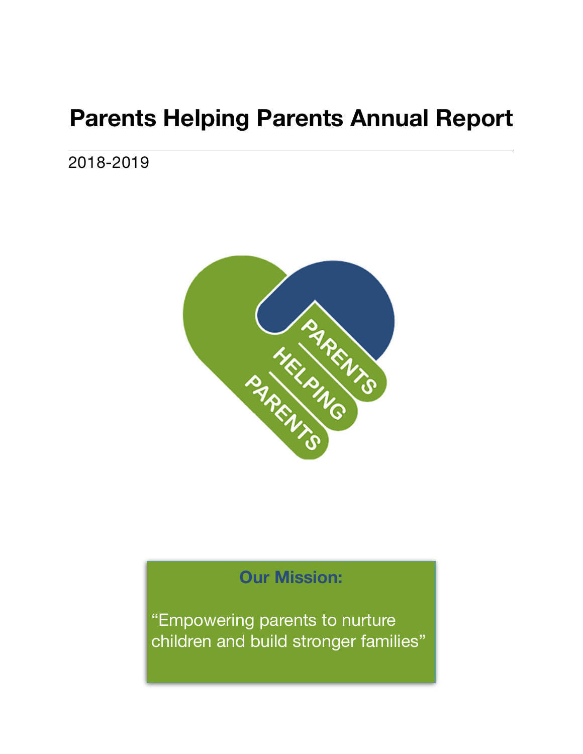# Parents Helping Parents Annual Report

2018-2019

**Our Mission:**

"Empowering parents to nurture children and build stronger families"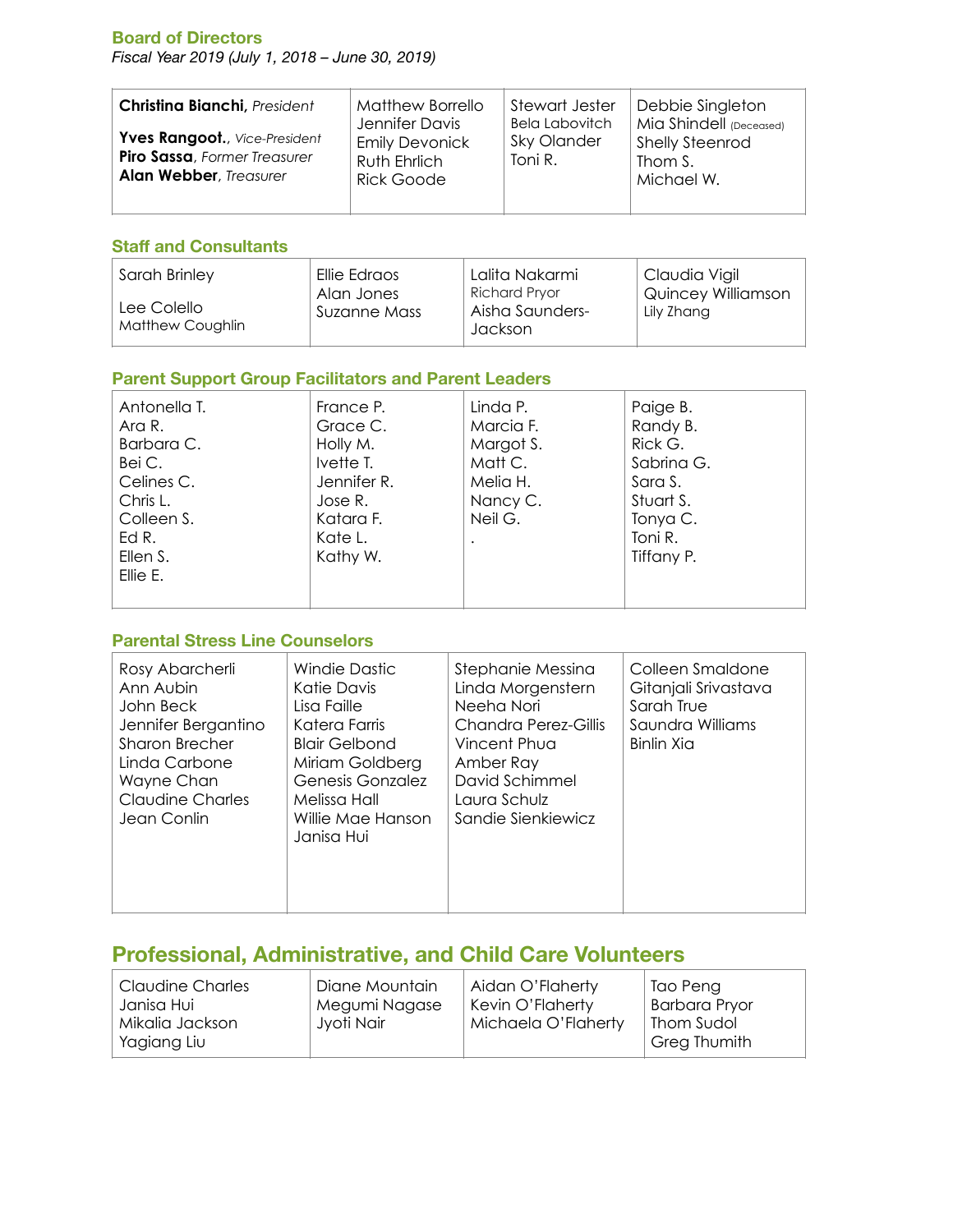## Board of Directors

*Fiscal Year 2019 (July 1, 2018 – June 30, 2019)*

| | | | |
|---|---|---|---|
| **Christina Bianchi,** *President*<br><br>**Yves Rangoot.**, *Vice-President*<br>**Piro Sassa**, *Former Treasurer*<br>**Alan Webber**, *Treasurer* | Matthew Borrello<br>Jennifer Davis<br>Emily Devonick<br>Ruth Ehrlich<br>Rick Goode | Stewart Jester<br>Bela Labovitch<br>Sky Olander<br>Toni R. | Debbie Singleton<br>Mia Shindell (Deceased)<br>Shelly Steenrod<br>Thom S.<br>Michael W. |

## Staff and Consultants

| | | | |
|---|---|---|---|
| Sarah Brinley<br><br>Lee Colello<br>Matthew Coughlin | Ellie Edraos<br>Alan Jones<br>Suzanne Mass | Lalita Nakarmi<br>Richard Pryor<br>Aisha Saunders-Jackson | Claudia Vigil<br>Quincey Williamson<br>Lily Zhang |

## Parent Support Group Facilitators and Parent Leaders

| | | | |
|---|---|---|---|
| Antonella T.<br>Ara R.<br>Barbara C.<br>Bei C.<br>Celines C.<br>Chris L.<br>Colleen S.<br>Ed R.<br>Ellen S.<br>Ellie E. | France P.<br>Grace C.<br>Holly M.<br>Ivette T.<br>Jennifer R.<br>Jose R.<br>Katara F.<br>Kate L.<br>Kathy W. | Linda P.<br>Marcia F.<br>Margot S.<br>Matt C.<br>Melia H.<br>Nancy C.<br>Neil G.<br>. | Paige B.<br>Randy B.<br>Rick G.<br>Sabrina G.<br>Sara S.<br>Stuart S.<br>Tonya C.<br>Toni R.<br>Tiffany P. |

## Parental Stress Line Counselors

| | | | |
|---|---|---|---|
| Rosy Abarcherli<br>Ann Aubin<br>John Beck<br>Jennifer Bergantino<br>Sharon Brecher<br>Linda Carbone<br>Wayne Chan<br>Claudine Charles<br>Jean Conlin | Windie Dastic<br>Katie Davis<br>Lisa Faille<br>Katera Farris<br>Blair Gelbond<br>Miriam Goldberg<br>Genesis Gonzalez<br>Melissa Hall<br>Willie Mae Hanson<br>Janisa Hui | Stephanie Messina<br>Linda Morgenstern<br>Neeha Nori<br>Chandra Perez-Gillis<br>Vincent Phua<br>Amber Ray<br>David Schimmel<br>Laura Schulz<br>Sandie Sienkiewicz | Colleen Smaldone<br>Gitanjali Srivastava<br>Sarah True<br>Saundra Williams<br>Binlin Xia |

## Professional, Administrative, and Child Care Volunteers

| | | | |
|---|---|---|---|
| Claudine Charles<br>Janisa Hui<br>Mikalia Jackson<br>Yagiang Liu | Diane Mountain<br>Megumi Nagase<br>Jyoti Nair | Aidan O'Flaherty<br>Kevin O'Flaherty<br>Michaela O'Flaherty | Tao Peng<br>Barbara Pryor<br>Thom Sudol<br>Greg Thumith |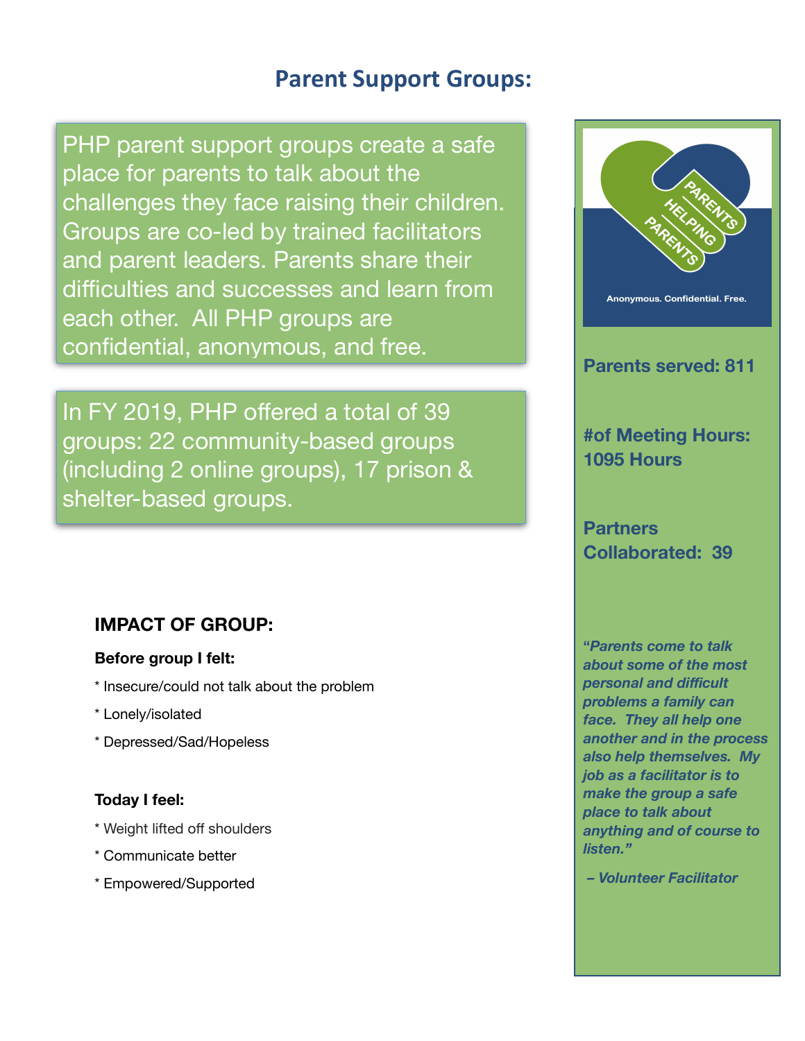# Parent Support Groups:

PHP parent support groups create a safe place for parents to talk about the challenges they face raising their children. Groups are co-led by trained facilitators and parent leaders. Parents share their difficulties and successes and learn from each other. All PHP groups are confidential, anonymous, and free.

In FY 2019, PHP offered a total of 39 groups: 22 community-based groups (including 2 online groups), 17 prison & shelter-based groups.

PARENTS HELPING PARENTS

Anonymous. Confidential. Free.

**Parents served: 811**

**#of Meeting Hours: 1095 Hours**

**Partners Collaborated: 39**

***"Parents come to talk about some of the most personal and difficult problems a family can face. They all help one another and in the process also help themselves. My job as a facilitator is to make the group a safe place to talk about anything and of course to listen."***

***– Volunteer Facilitator***

### IMPACT OF GROUP:

**Before group I felt:**

* Insecure/could not talk about the problem
* Lonely/isolated
* Depressed/Sad/Hopeless

**Today I feel:**

* Weight lifted off shoulders
* Communicate better
* Empowered/Supported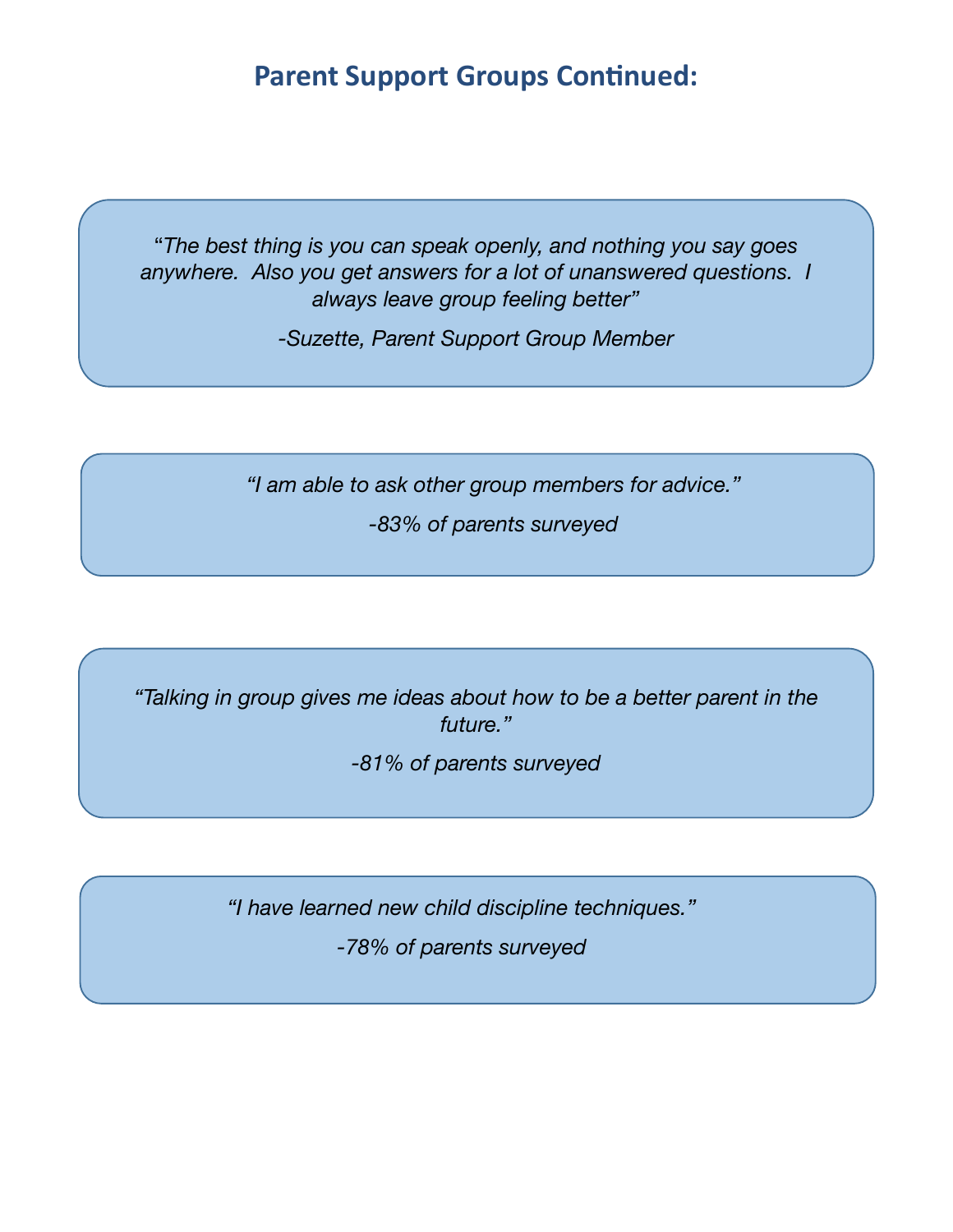## Parent Support Groups Continued:

*"The best thing is you can speak openly, and nothing you say goes anywhere. Also you get answers for a lot of unanswered questions. I always leave group feeling better"*

*-Suzette, Parent Support Group Member*

*"I am able to ask other group members for advice."*

*-83% of parents surveyed*

*"Talking in group gives me ideas about how to be a better parent in the future."*

*-81% of parents surveyed*

*"I have learned new child discipline techniques."*

*-78% of parents surveyed*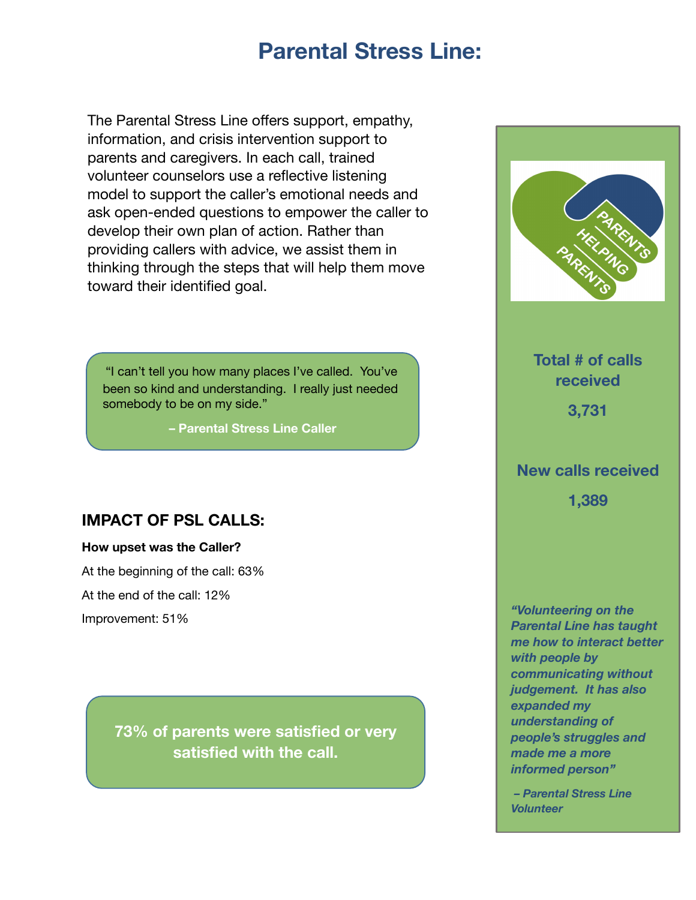# Parental Stress Line:

The Parental Stress Line offers support, empathy, information, and crisis intervention support to parents and caregivers. In each call, trained volunteer counselors use a reflective listening model to support the caller's emotional needs and ask open-ended questions to empower the caller to develop their own plan of action. Rather than providing callers with advice, we assist them in thinking through the steps that will help them move toward their identified goal.

> "I can't tell you how many places I've called. You've been so kind and understanding. I really just needed somebody to be on my side."
>
> **– Parental Stress Line Caller**

## IMPACT OF PSL CALLS:

**How upset was the Caller?**

At the beginning of the call: 63%

At the end of the call: 12%

Improvement: 51%

**73% of parents were satisfied or very satisfied with the call.**

PARENTS HELPING PARENTS

**Total # of calls received**

**3,731**

**New calls received**

**1,389**

***"Volunteering on the Parental Line has taught me how to interact better with people by communicating without judgement. It has also expanded my understanding of people's struggles and made me a more informed person"***

***– Parental Stress Line Volunteer***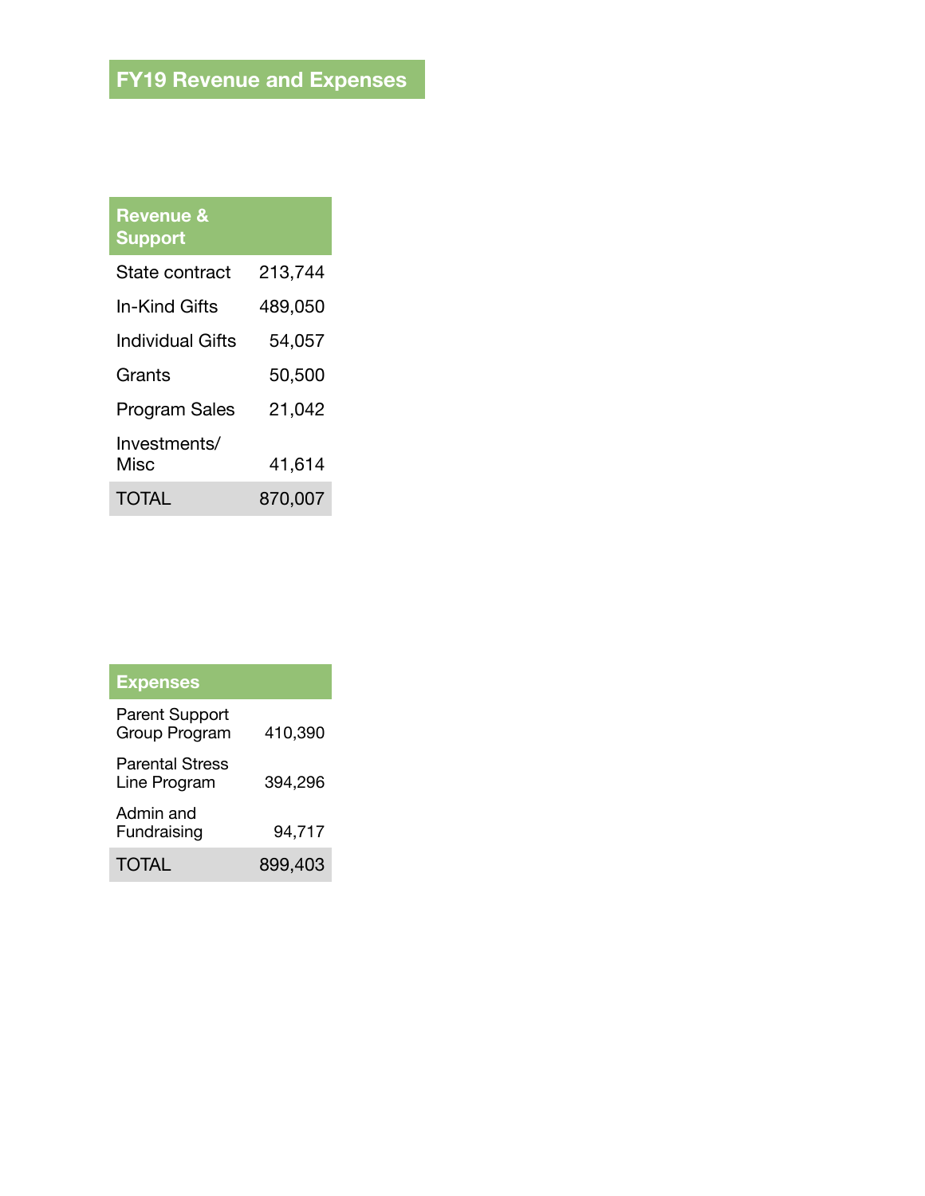# FY19 Revenue and Expenses

| Revenue & Support | |
|---|---|
| State contract | 213,744 |
| In-Kind Gifts | 489,050 |
| Individual Gifts | 54,057 |
| Grants | 50,500 |
| Program Sales | 21,042 |
| Investments/ Misc | 41,614 |
| TOTAL | 870,007 |

| Expenses | |
|---|---|
| Parent Support Group Program | 410,390 |
| Parental Stress Line Program | 394,296 |
| Admin and Fundraising | 94,717 |
| TOTAL | 899,403 |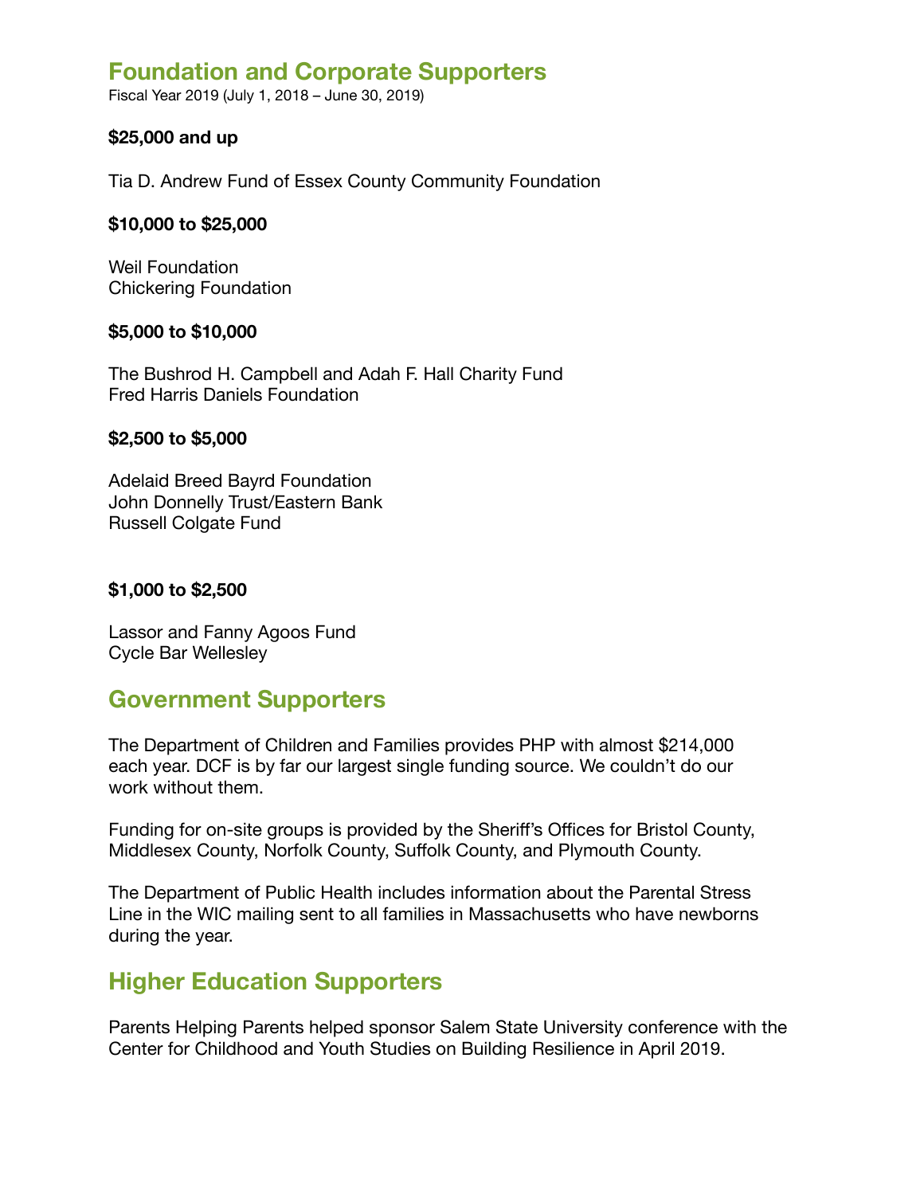## Foundation and Corporate Supporters

Fiscal Year 2019 (July 1, 2018 – June 30, 2019)

**$25,000 and up**

Tia D. Andrew Fund of Essex County Community Foundation

**$10,000 to $25,000**

Weil Foundation
Chickering Foundation

**$5,000 to $10,000**

The Bushrod H. Campbell and Adah F. Hall Charity Fund
Fred Harris Daniels Foundation

**$2,500 to $5,000**

Adelaid Breed Bayrd Foundation
John Donnelly Trust/Eastern Bank
Russell Colgate Fund

**$1,000 to $2,500**

Lassor and Fanny Agoos Fund
Cycle Bar Wellesley

## Government Supporters

The Department of Children and Families provides PHP with almost $214,000 each year. DCF is by far our largest single funding source. We couldn't do our work without them.

Funding for on-site groups is provided by the Sheriff's Offices for Bristol County, Middlesex County, Norfolk County, Suffolk County, and Plymouth County.

The Department of Public Health includes information about the Parental Stress Line in the WIC mailing sent to all families in Massachusetts who have newborns during the year.

## Higher Education Supporters

Parents Helping Parents helped sponsor Salem State University conference with the Center for Childhood and Youth Studies on Building Resilience in April 2019.